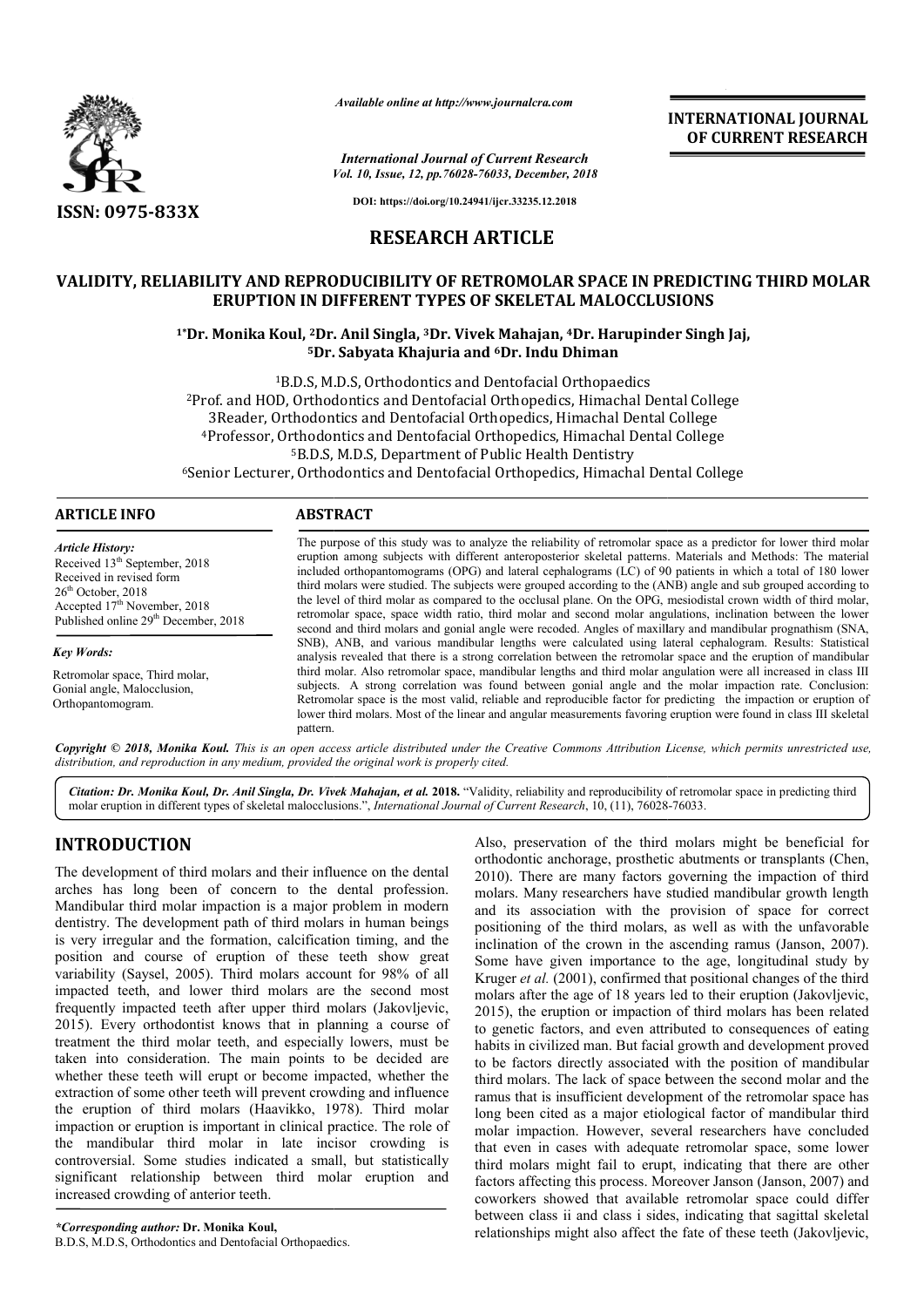*Available online at http://www.journalcra.com*

*International Journal of Current Research*
*Vol. 10, Issue, 12, pp.76028-76033, December, 2018*

**DOI: https://doi.org/10.24941/ijcr.33235.12.2018**

**INTERNATIONAL JOURNAL OF CURRENT RESEARCH**

**ISSN: 0975-833X**

# RESEARCH ARTICLE

## VALIDITY, RELIABILITY AND REPRODUCIBILITY OF RETROMOLAR SPACE IN PREDICTING THIRD MOLAR ERUPTION IN DIFFERENT TYPES OF SKELETAL MALOCCLUSIONS

**[1]\*Dr. Monika Koul, [2]Dr. Anil Singla, [3]Dr. Vivek Mahajan, [4]Dr. Harupinder Singh Jaj, [5]Dr. Sabyata Khajuria and [6]Dr. Indu Dhiman**

[1]B.D.S, M.D.S, Orthodontics and Dentofacial Orthopaedics
[2]Prof. and HOD, Orthodontics and Dentofacial Orthopedics, Himachal Dental College
[3]Reader, Orthodontics and Dentofacial Orthopedics, Himachal Dental College
[4]Professor, Orthodontics and Dentofacial Orthopedics, Himachal Dental College
[5]B.D.S, M.D.S, Department of Public Health Dentistry
[6]Senior Lecturer, Orthodontics and Dentofacial Orthopedics, Himachal Dental College

### ARTICLE INFO

*Article History:*
Received 13th September, 2018
Received in revised form 26th October, 2018
Accepted 17th November, 2018
Published online 29th December, 2018

*Key Words:*
Retromolar space, Third molar, Gonial angle, Malocclusion, Orthopantomogram.

### ABSTRACT

The purpose of this study was to analyze the reliability of retromolar space as a predictor for lower third molar eruption among subjects with different anteroposterior skeletal patterns. Materials and Methods: The material included orthopantomograms (OPG) and lateral cephalograms (LC) of 90 patients in which a total of 180 lower third molars were studied. The subjects were grouped according to the (ANB) angle and sub grouped according to the level of third molar as compared to the occlusal plane. On the OPG, mesiodistal crown width of third molar, retromolar space, space width ratio, third molar and second molar angulations, inclination between the lower second and third molars and gonial angle were recoded. Angles of maxillary and mandibular prognathism (SNA, SNB), ANB, and various mandibular lengths were calculated using lateral cephalogram. Results: Statistical analysis revealed that there is a strong correlation between the retromolar space and the eruption of mandibular third molar. Also retromolar space, mandibular lengths and third molar angulation were all increased in class III subjects. A strong correlation was found between gonial angle and the molar impaction rate. Conclusion: Retromolar space is the most valid, reliable and reproducible factor for predicting the impaction or eruption of lower third molars. Most of the linear and angular measurements favoring eruption were found in class III skeletal pattern.

**Copyright © 2018, Monika Koul.** *This is an open access article distributed under the Creative Commons Attribution License, which permits unrestricted use, distribution, and reproduction in any medium, provided the original work is properly cited.*

**Citation: Dr. Monika Koul, Dr. Anil Singla, Dr. Vivek Mahajan, *et al.* 2018.** "Validity, reliability and reproducibility of retromolar space in predicting third molar eruption in different types of skeletal malocclusions.", *International Journal of Current Research*, 10, (11), 76028-76033.

## INTRODUCTION

The development of third molars and their influence on the dental arches has long been of concern to the dental profession. Mandibular third molar impaction is a major problem in modern dentistry. The development path of third molars in human beings is very irregular and the formation, calcification timing, and the position and course of eruption of these teeth show great variability (Saysel, 2005). Third molars account for 98% of all impacted teeth, and lower third molars are the second most frequently impacted teeth after upper third molars (Jakovljevic, 2015). Every orthodontist knows that in planning a course of treatment the third molar teeth, and especially lowers, must be taken into consideration. The main points to be decided are whether these teeth will erupt or become impacted, whether the extraction of some other teeth will prevent crowding and influence the eruption of third molars (Haavikko, 1978). Third molar impaction or eruption is important in clinical practice. The role of the mandibular third molar in late incisor crowding is controversial. Some studies indicated a small, but statistically significant relationship between third molar eruption and increased crowding of anterior teeth.

Also, preservation of the third molars might be beneficial for orthodontic anchorage, prosthetic abutments or transplants (Chen, 2010). There are many factors governing the impaction of third molars. Many researchers have studied mandibular growth length and its association with the provision of space for correct positioning of the third molars, as well as with the unfavorable inclination of the crown in the ascending ramus (Janson, 2007). Some have given importance to the age, longitudinal study by Kruger *et al.* (2001), confirmed that positional changes of the third molars after the age of 18 years led to their eruption (Jakovljevic, 2015), the eruption or impaction of third molars has been related to genetic factors, and even attributed to consequences of eating habits in civilized man. But facial growth and development proved to be factors directly associated with the position of mandibular third molars. The lack of space between the second molar and the ramus that is insufficient development of the retromolar space has long been cited as a major etiological factor of mandibular third molar impaction. However, several researchers have concluded that even in cases with adequate retromolar space, some lower third molars might fail to erupt, indicating that there are other factors affecting this process. Moreover Janson (Janson, 2007) and coworkers showed that available retromolar space could differ between class ii and class i sides, indicating that sagittal skeletal relationships might also affect the fate of these teeth (Jakovljevic,

*\*Corresponding author:* **Dr. Monika Koul,**
B.D.S, M.D.S, Orthodontics and Dentofacial Orthopaedics.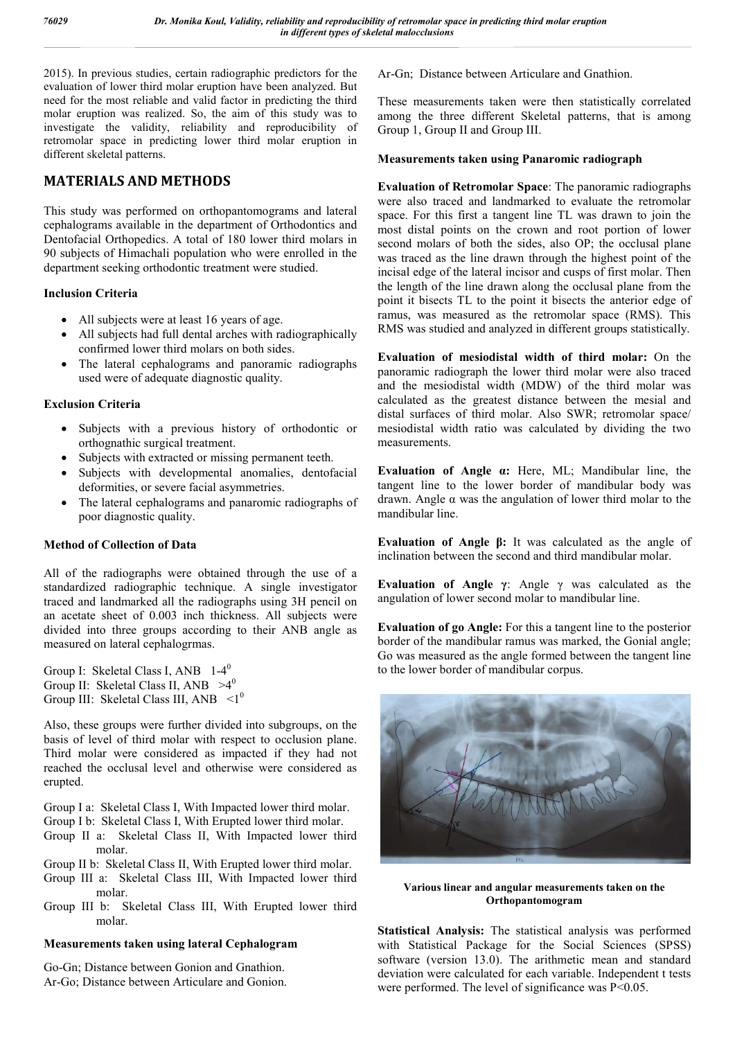2015). In previous studies, certain radiographic predictors for the evaluation of lower third molar eruption have been analyzed. But need for the most reliable and valid factor in predicting the third molar eruption was realized. So, the aim of this study was to investigate the validity, reliability and reproducibility of retromolar space in predicting lower third molar eruption in different skeletal patterns.

## MATERIALS AND METHODS

This study was performed on orthopantomograms and lateral cephalograms available in the department of Orthodontics and Dentofacial Orthopedics. A total of 180 lower third molars in 90 subjects of Himachali population who were enrolled in the department seeking orthodontic treatment were studied.

### Inclusion Criteria

- All subjects were at least 16 years of age.
- All subjects had full dental arches with radiographically confirmed lower third molars on both sides.
- The lateral cephalograms and panoramic radiographs used were of adequate diagnostic quality.

### Exclusion Criteria

- Subjects with a previous history of orthodontic or orthognathic surgical treatment.
- Subjects with extracted or missing permanent teeth.
- Subjects with developmental anomalies, dentofacial deformities, or severe facial asymmetries.
- The lateral cephalograms and panaromic radiographs of poor diagnostic quality.

### Method of Collection of Data

All of the radiographs were obtained through the use of a standardized radiographic technique. A single investigator traced and landmarked all the radiographs using 3H pencil on an acetate sheet of 0.003 inch thickness. All subjects were divided into three groups according to their ANB angle as measured on lateral cephalogrmas.

Group I: Skeletal Class I, ANB $1\text{-}4^0$
Group II: Skeletal Class II, ANB $>4^0$
Group III: Skeletal Class III, ANB $<1^0$

Also, these groups were further divided into subgroups, on the basis of level of third molar with respect to occlusion plane. Third molar were considered as impacted if they had not reached the occlusal level and otherwise were considered as erupted.

Group I a: Skeletal Class I, With Impacted lower third molar.
Group I b: Skeletal Class I, With Erupted lower third molar.
Group II a: Skeletal Class II, With Impacted lower third molar.
Group II b: Skeletal Class II, With Erupted lower third molar.
Group III a: Skeletal Class III, With Impacted lower third molar.
Group III b: Skeletal Class III, With Erupted lower third molar.

### Measurements taken using lateral Cephalogram

Go-Gn; Distance between Gonion and Gnathion.
Ar-Go; Distance between Articulare and Gonion.
Ar-Gn; Distance between Articulare and Gnathion.

These measurements taken were then statistically correlated among the three different Skeletal patterns, that is among Group 1, Group II and Group III.

### Measurements taken using Panaromic radiograph

**Evaluation of Retromolar Space**: The panoramic radiographs were also traced and landmarked to evaluate the retromolar space. For this first a tangent line TL was drawn to join the most distal points on the crown and root portion of lower second molars of both the sides, also OP; the occlusal plane was traced as the line drawn through the highest point of the incisal edge of the lateral incisor and cusps of first molar. Then the length of the line drawn along the occlusal plane from the point it bisects TL to the point it bisects the anterior edge of ramus, was measured as the retromolar space (RMS). This RMS was studied and analyzed in different groups statistically.

**Evaluation of mesiodistal width of third molar:** On the panoramic radiograph the lower third molar were also traced and the mesiodistal width (MDW) of the third molar was calculated as the greatest distance between the mesial and distal surfaces of third molar. Also SWR; retromolar space/ mesiodistal width ratio was calculated by dividing the two measurements.

**Evaluation of Angle α:** Here, ML; Mandibular line, the tangent line to the lower border of mandibular body was drawn. Angle α was the angulation of lower third molar to the mandibular line.

**Evaluation of Angle β:** It was calculated as the angle of inclination between the second and third mandibular molar.

**Evaluation of Angle γ**: Angle γ was calculated as the angulation of lower second molar to mandibular line.

**Evaluation of go Angle:** For this a tangent line to the posterior border of the mandibular ramus was marked, the Gonial angle; Go was measured as the angle formed between the tangent line to the lower border of mandibular corpus.

**Various linear and angular measurements taken on the Orthopantomogram**

**Statistical Analysis:** The statistical analysis was performed with Statistical Package for the Social Sciences (SPSS) software (version 13.0). The arithmetic mean and standard deviation were calculated for each variable. Independent t tests were performed. The level of significance was $P<0.05$.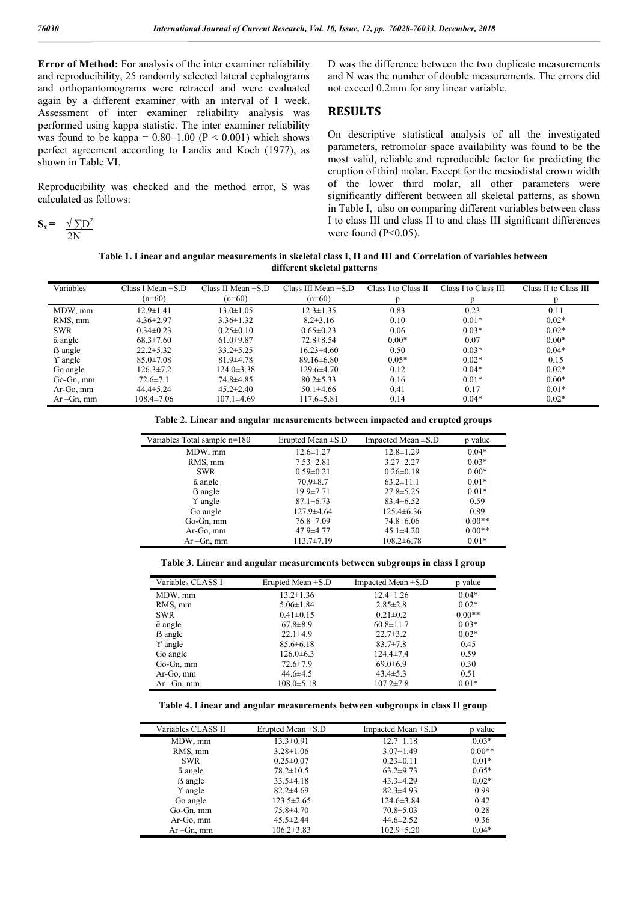**Error of Method:** For analysis of the inter examiner reliability and reproducibility, 25 randomly selected lateral cephalograms and orthopantomograms were retraced and were evaluated again by a different examiner with an interval of 1 week. Assessment of inter examiner reliability analysis was performed using kappa statistic. The inter examiner reliability was found to be kappa = 0.80–1.00 (P < 0.001) which shows perfect agreement according to Landis and Koch (1977), as shown in Table VI.

Reproducibility was checked and the method error, S was calculated as follows:

$$S_x = \frac{\sqrt{\sum D^2}}{2N}$$

D was the difference between the two duplicate measurements and N was the number of double measurements. The errors did not exceed 0.2mm for any linear variable.

## RESULTS

On descriptive statistical analysis of all the investigated parameters, retromolar space availability was found to be the most valid, reliable and reproducible factor for predicting the eruption of third molar. Except for the mesiodistal crown width of the lower third molar, all other parameters were significantly different between all skeletal patterns, as shown in Table I, also on comparing different variables between class I to class III and class II to and class III significant differences were found (P<0.05).

**Table 1. Linear and angular measurements in skeletal class I, II and III and Correlation of variables between different skeletal patterns**

| Variables | Class I Mean ±S.D (n=60) | Class II Mean ±S.D (n=60) | Class III Mean ±S.D (n=60) | Class I to Class II p | Class I to Class III p | Class II to Class III p |
|---|---|---|---|---|---|---|
| MDW, mm | 12.9±1.41 | 13.0±1.05 | 12.3±1.35 | 0.83 | 0.23 | 0.11 |
| RMS, mm | 4.36±2.97 | 3.36±1.32 | 8.2±3.16 | 0.10 | 0.01* | 0.02* |
| SWR | 0.34±0.23 | 0.25±0.10 | 0.65±0.23 | 0.06 | 0.03* | 0.02* |
| ᾱ angle | 68.3±7.60 | 61.0±9.87 | 72.8±8.54 | 0.00* | 0.07 | 0.00* |
| ß angle | 22.2±5.32 | 33.2±5.25 | 16.23±4.60 | 0.50 | 0.03* | 0.04* |
| ϒ angle | 85.0±7.08 | 81.9±4.78 | 89.16±6.80 | 0.05* | 0.02* | 0.15 |
| Go angle | 126.3±7.2 | 124.0±3.38 | 129.6±4.70 | 0.12 | 0.04* | 0.02* |
| Go-Gn, mm | 72.6±7.1 | 74.8±4.85 | 80.2±5.33 | 0.16 | 0.01* | 0.00* |
| Ar-Go, mm | 44.4±5.24 | 45.2±2.40 | 50.1±4.66 | 0.41 | 0.17 | 0.01* |
| Ar –Gn, mm | 108.4±7.06 | 107.1±4.69 | 117.6±5.81 | 0.14 | 0.04* | 0.02* |

**Table 2. Linear and angular measurements between impacted and erupted groups**

| Variables Total sample n=180 | Erupted Mean ±S.D | Impacted Mean ±S.D | p value |
|---|---|---|---|
| MDW, mm | 12.6±1.27 | 12.8±1.29 | 0.04* |
| RMS, mm | 7.53±2.81 | 3.27±2.27 | 0.03* |
| SWR | 0.59±0.21 | 0.26±0.18 | 0.00* |
| ᾱ angle | 70.9±8.7 | 63.2±11.1 | 0.01* |
| ß angle | 19.9±7.71 | 27.8±5.25 | 0.01* |
| ϒ angle | 87.1±6.73 | 83.4±6.52 | 0.59 |
| Go angle | 127.9±4.64 | 125.4±6.36 | 0.89 |
| Go-Gn, mm | 76.8±7.09 | 74.8±6.06 | 0.00** |
| Ar-Go, mm | 47.9±4.77 | 45.1±4.20 | 0.00** |
| Ar –Gn, mm | 113.7±7.19 | 108.2±6.78 | 0.01* |

**Table 3. Linear and angular measurements between subgroups in class I group**

| Variables CLASS I | Erupted Mean ±S.D | Impacted Mean ±S.D | p value |
|---|---|---|---|
| MDW, mm | 13.2±1.36 | 12.4±1.26 | 0.04* |
| RMS, mm | 5.06±1.84 | 2.85±2.8 | 0.02* |
| SWR | 0.41±0.15 | 0.21±0.2 | 0.00** |
| ᾱ angle | 67.8±8.9 | 60.8±11.7 | 0.03* |
| ß angle | 22.1±4.9 | 22.7±3.2 | 0.02* |
| ϒ angle | 85.6±6.18 | 83.7±7.8 | 0.45 |
| Go angle | 126.0±6.3 | 124.4±7.4 | 0.59 |
| Go-Gn, mm | 72.6±7.9 | 69.0±6.9 | 0.30 |
| Ar-Go, mm | 44.6±4.5 | 43.4±5.3 | 0.51 |
| Ar –Gn, mm | 108.0±5.18 | 107.2±7.8 | 0.01* |

**Table 4. Linear and angular measurements between subgroups in class II group**

| Variables CLASS II | Erupted Mean ±S.D | Impacted Mean ±S.D | p value |
|---|---|---|---|
| MDW, mm | 13.3±0.91 | 12.7±1.18 | 0.03* |
| RMS, mm | 3.28±1.06 | 3.07±1.49 | 0.00** |
| SWR | 0.25±0.07 | 0.23±0.11 | 0.01* |
| ᾱ angle | 78.2±10.5 | 63.2±9.73 | 0.05* |
| ß angle | 33.5±4.18 | 43.3±4.29 | 0.02* |
| ϒ angle | 82.2±4.69 | 82.3±4.93 | 0.99 |
| Go angle | 123.5±2.65 | 124.6±3.84 | 0.42 |
| Go-Gn, mm | 75.8±4.70 | 70.8±5.03 | 0.28 |
| Ar-Go, mm | 45.5±2.44 | 44.6±2.52 | 0.36 |
| Ar –Gn, mm | 106.2±3.83 | 102.9±5.20 | 0.04* |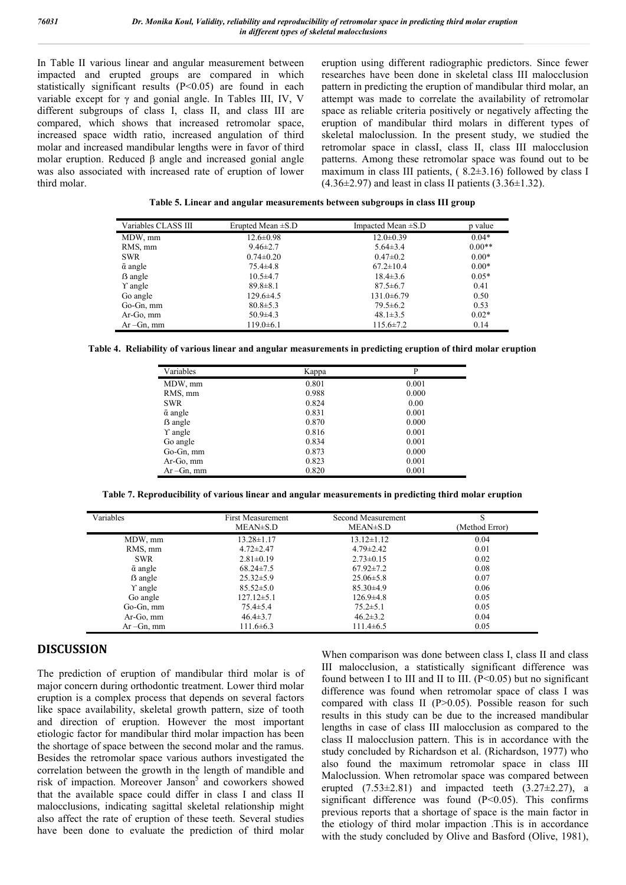In Table II various linear and angular measurement between impacted and erupted groups are compared in which statistically significant results ($P<0.05$) are found in each variable except for γ and gonial angle. In Tables III, IV, V different subgroups of class I, class II, and class III are compared, which shows that increased retromolar space, increased space width ratio, increased angulation of third molar and increased mandibular lengths were in favor of third molar eruption. Reduced β angle and increased gonial angle was also associated with increased rate of eruption of lower third molar.

eruption using different radiographic predictors. Since fewer researches have been done in skeletal class III malocclusion pattern in predicting the eruption of mandibular third molar, an attempt was made to correlate the availability of retromolar space as reliable criteria positively or negatively affecting the eruption of mandibular third molars in different types of skeletal maloclussion. In the present study, we studied the retromolar space in classI, class II, class III malocclusion patterns. Among these retromolar space was found out to be maximum in class III patients, ( 8.2±3.16) followed by class I (4.36±2.97) and least in class II patients (3.36±1.32).

**Table 5. Linear and angular measurements between subgroups in class III group**

| Variables CLASS III | Erupted Mean ±S.D | Impacted Mean ±S.D | p value |
|---|---|---|---|
| MDW, mm | 12.6±0.98 | 12.0±0.39 | 0.04* |
| RMS, mm | 9.46±2.7 | 5.64±3.4 | 0.00** |
| SWR | 0.74±0.20 | 0.47±0.2 | 0.00* |
| ᾱ angle | 75.4±4.8 | 67.2±10.4 | 0.00* |
| ß angle | 10.5±4.7 | 18.4±3.6 | 0.05* |
| ϒ angle | 89.8±8.1 | 87.5±6.7 | 0.41 |
| Go angle | 129.6±4.5 | 131.0±6.79 | 0.50 |
| Go-Gn, mm | 80.8±5.3 | 79.5±6.2 | 0.53 |
| Ar-Go, mm | 50.9±4.3 | 48.1±3.5 | 0.02* |
| Ar –Gn, mm | 119.0±6.1 | 115.6±7.2 | 0.14 |

**Table 4. Reliability of various linear and angular measurements in predicting eruption of third molar eruption**

| Variables | Kappa | P |
|---|---|---|
| MDW, mm | 0.801 | 0.001 |
| RMS, mm | 0.988 | 0.000 |
| SWR | 0.824 | 0.00 |
| ᾱ angle | 0.831 | 0.001 |
| ß angle | 0.870 | 0.000 |
| ϒ angle | 0.816 | 0.001 |
| Go angle | 0.834 | 0.001 |
| Go-Gn, mm | 0.873 | 0.000 |
| Ar-Go, mm | 0.823 | 0.001 |
| Ar –Gn, mm | 0.820 | 0.001 |

**Table 7. Reproducibility of various linear and angular measurements in predicting third molar eruption**

| Variables | First Measurement MEAN±S.D | Second Measurement MEAN±S.D | S (Method Error) |
|---|---|---|---|
| MDW, mm | 13.28±1.17 | 13.12±1.12 | 0.04 |
| RMS, mm | 4.72±2.47 | 4.79±2.42 | 0.01 |
| SWR | 2.81±0.19 | 2.73±0.15 | 0.02 |
| ᾱ angle | 68.24±7.5 | 67.92±7.2 | 0.08 |
| ß angle | 25.32±5.9 | 25.06±5.8 | 0.07 |
| ϒ angle | 85.52±5.0 | 85.30±4.9 | 0.06 |
| Go angle | 127.12±5.1 | 126.9±4.8 | 0.05 |
| Go-Gn, mm | 75.4±5.4 | 75.2±5.1 | 0.05 |
| Ar-Go, mm | 46.4±3.7 | 46.2±3.2 | 0.04 |
| Ar –Gn, mm | 111.6±6.3 | 111.4±6.5 | 0.05 |

## DISCUSSION

The prediction of eruption of mandibular third molar is of major concern during orthodontic treatment. Lower third molar eruption is a complex process that depends on several factors like space availability, skeletal growth pattern, size of tooth and direction of eruption. However the most important etiologic factor for mandibular third molar impaction has been the shortage of space between the second molar and the ramus. Besides the retromolar space various authors investigated the correlation between the growth in the length of mandible and risk of impaction. Moreover Janson[5] and coworkers showed that the available space could differ in class I and class II malocclusions, indicating sagittal skeletal relationship might also affect the rate of eruption of these teeth. Several studies have been done to evaluate the prediction of third molar

When comparison was done between class I, class II and class III malocclusion, a statistically significant difference was found between I to III and II to III. ($P<0.05$) but no significant difference was found when retromolar space of class I was compared with class II ($P>0.05$). Possible reason for such results in this study can be due to the increased mandibular lengths in case of class III malocclusion as compared to the class II malocclusion pattern. This is in accordance with the study concluded by Richardson et al. (Richardson, 1977) who also found the maximum retromolar space in class III Maloclussion. When retromolar space was compared between erupted (7.53±2.81) and impacted teeth (3.27±2.27), a significant difference was found ($P<0.05$). This confirms previous reports that a shortage of space is the main factor in the etiology of third molar impaction .This is in accordance with the study concluded by Olive and Basford (Olive, 1981),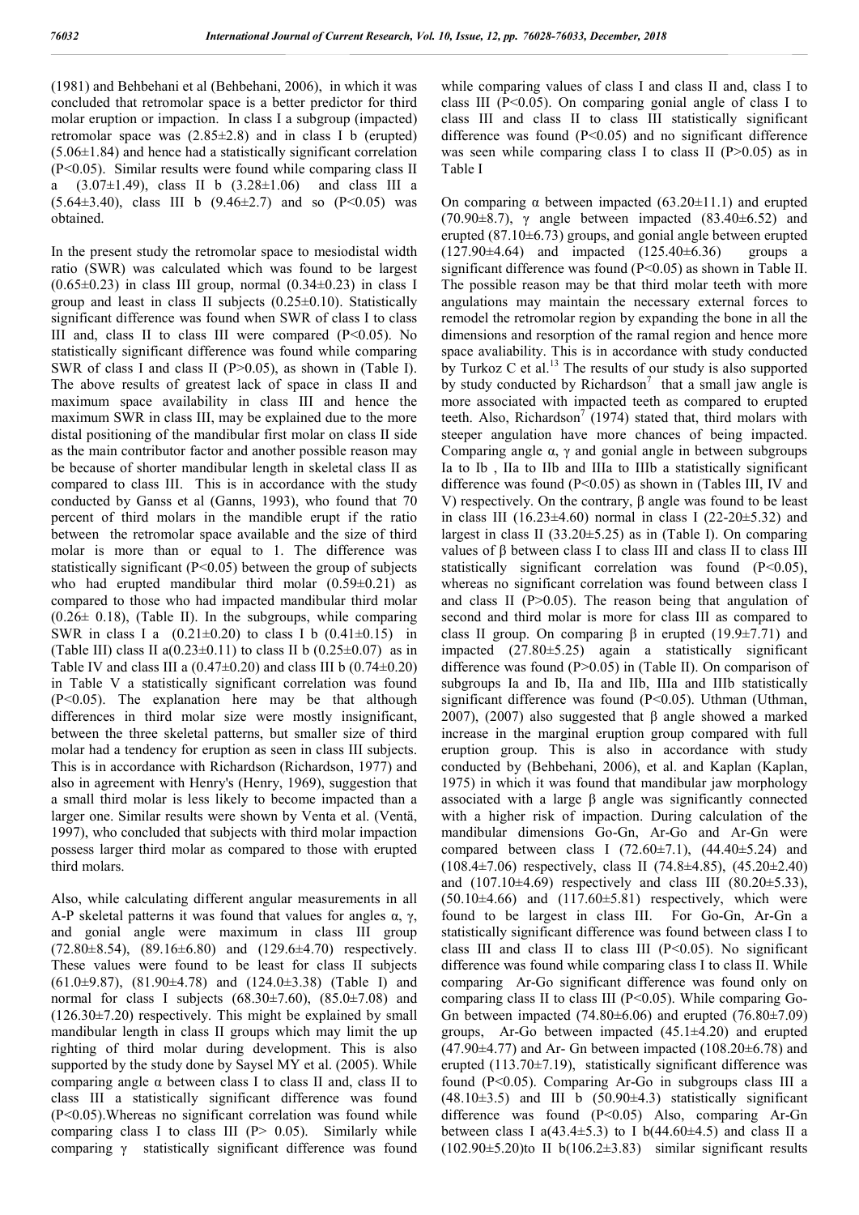(1981) and Behbehani et al (Behbehani, 2006), in which it was concluded that retromolar space is a better predictor for third molar eruption or impaction. In class I a subgroup (impacted) retromolar space was (2.85±2.8) and in class I b (erupted) (5.06±1.84) and hence had a statistically significant correlation ($P<0.05$). Similar results were found while comparing class II a (3.07±1.49), class II b (3.28±1.06) and class III a (5.64±3.40), class III b (9.46±2.7) and so ($P<0.05$) was obtained.

In the present study the retromolar space to mesiodistal width ratio (SWR) was calculated which was found to be largest (0.65±0.23) in class III group, normal (0.34±0.23) in class I group and least in class II subjects (0.25±0.10). Statistically significant difference was found when SWR of class I to class III and, class II to class III were compared ($P<0.05$). No statistically significant difference was found while comparing SWR of class I and class II ($P>0.05$), as shown in (Table I). The above results of greatest lack of space in class II and maximum space availability in class III and hence the maximum SWR in class III, may be explained due to the more distal positioning of the mandibular first molar on class II side as the main contributor factor and another possible reason may be because of shorter mandibular length in skeletal class II as compared to class III. This is in accordance with the study conducted by Ganss et al (Ganns, 1993), who found that 70 percent of third molars in the mandible erupt if the ratio between the retromolar space available and the size of third molar is more than or equal to 1. The difference was statistically significant ($P<0.05$) between the group of subjects who had erupted mandibular third molar (0.59±0.21) as compared to those who had impacted mandibular third molar (0.26± 0.18), (Table II). In the subgroups, while comparing SWR in class I a (0.21±0.20) to class I b (0.41±0.15) in (Table III) class II a(0.23±0.11) to class II b (0.25±0.07) as in Table IV and class III a (0.47±0.20) and class III b (0.74±0.20) in Table V a statistically significant correlation was found ($P<0.05$). The explanation here may be that although differences in third molar size were mostly insignificant, between the three skeletal patterns, but smaller size of third molar had a tendency for eruption as seen in class III subjects. This is in accordance with Richardson (Richardson, 1977) and also in agreement with Henry's (Henry, 1969), suggestion that a small third molar is less likely to become impacted than a larger one. Similar results were shown by Venta et al. (Ventä, 1997), who concluded that subjects with third molar impaction possess larger third molar as compared to those with erupted third molars.

Also, while calculating different angular measurements in all A-P skeletal patterns it was found that values for angles α, γ, and gonial angle were maximum in class III group (72.80±8.54), (89.16±6.80) and (129.6±4.70) respectively. These values were found to be least for class II subjects (61.0±9.87), (81.90±4.78) and (124.0±3.38) (Table I) and normal for class I subjects (68.30±7.60), (85.0±7.08) and (126.30±7.20) respectively. This might be explained by small mandibular length in class II groups which may limit the up righting of third molar during development. This is also supported by the study done by Saysel MY et al. (2005). While comparing angle α between class I to class II and, class II to class III a statistically significant difference was found ($P<0.05$).Whereas no significant correlation was found while comparing class I to class III ($P> 0.05$). Similarly while comparing γ statistically significant difference was found while comparing values of class I and class II and, class I to class III ($P<0.05$). On comparing gonial angle of class I to class III and class II to class III statistically significant difference was found ($P<0.05$) and no significant difference was seen while comparing class I to class II ($P>0.05$) as in Table I

On comparing α between impacted (63.20±11.1) and erupted (70.90±8.7), γ angle between impacted (83.40±6.52) and erupted (87.10±6.73) groups, and gonial angle between erupted (127.90±4.64) and impacted (125.40±6.36) groups a significant difference was found ($P<0.05$) as shown in Table II. The possible reason may be that third molar teeth with more angulations may maintain the necessary external forces to remodel the retromolar region by expanding the bone in all the dimensions and resorption of the ramal region and hence more space avaliability. This is in accordance with study conducted by Turkoz C et al.[13] The results of our study is also supported by study conducted by Richardson[7] that a small jaw angle is more associated with impacted teeth as compared to erupted teeth. Also, Richardson[7] (1974) stated that, third molars with steeper angulation have more chances of being impacted. Comparing angle α, γ and gonial angle in between subgroups Ia to Ib , IIa to IIb and IIIa to IIIb a statistically significant difference was found ($P<0.05$) as shown in (Tables III, IV and V) respectively. On the contrary, β angle was found to be least in class III (16.23±4.60) normal in class I (22-20±5.32) and largest in class II (33.20±5.25) as in (Table I). On comparing values of β between class I to class III and class II to class III statistically significant correlation was found ($P<0.05$), whereas no significant correlation was found between class I and class II ($P>0.05$). The reason being that angulation of second and third molar is more for class III as compared to class II group. On comparing β in erupted (19.9±7.71) and impacted (27.80±5.25) again a statistically significant difference was found ($P>0.05$) in (Table II). On comparison of subgroups Ia and Ib, IIa and IIb, IIIa and IIIb statistically significant difference was found ($P<0.05$). Uthman (Uthman, 2007), (2007) also suggested that β angle showed a marked increase in the marginal eruption group compared with full eruption group. This is also in accordance with study conducted by (Behbehani, 2006), et al. and Kaplan (Kaplan, 1975) in which it was found that mandibular jaw morphology associated with a large β angle was significantly connected with a higher risk of impaction. During calculation of the mandibular dimensions Go-Gn, Ar-Go and Ar-Gn were compared between class I (72.60±7.1), (44.40±5.24) and (108.4±7.06) respectively, class II (74.8±4.85), (45.20±2.40) and (107.10±4.69) respectively and class III (80.20±5.33), (50.10±4.66) and (117.60±5.81) respectively, which were found to be largest in class III. For Go-Gn, Ar-Gn a statistically significant difference was found between class I to class III and class II to class III ($P<0.05$). No significant difference was found while comparing class I to class II. While comparing Ar-Go significant difference was found only on comparing class II to class III ($P<0.05$). While comparing Go-Gn between impacted (74.80±6.06) and erupted (76.80±7.09) groups, Ar-Go between impacted (45.1±4.20) and erupted (47.90±4.77) and Ar- Gn between impacted (108.20±6.78) and erupted (113.70±7.19), statistically significant difference was found ($P<0.05$). Comparing Ar-Go in subgroups class III a (48.10±3.5) and III b (50.90±4.3) statistically significant difference was found ($P<0.05$) Also, comparing Ar-Gn between class I a(43.4±5.3) to I b(44.60±4.5) and class II a (102.90±5.20)to II b(106.2±3.83) similar significant results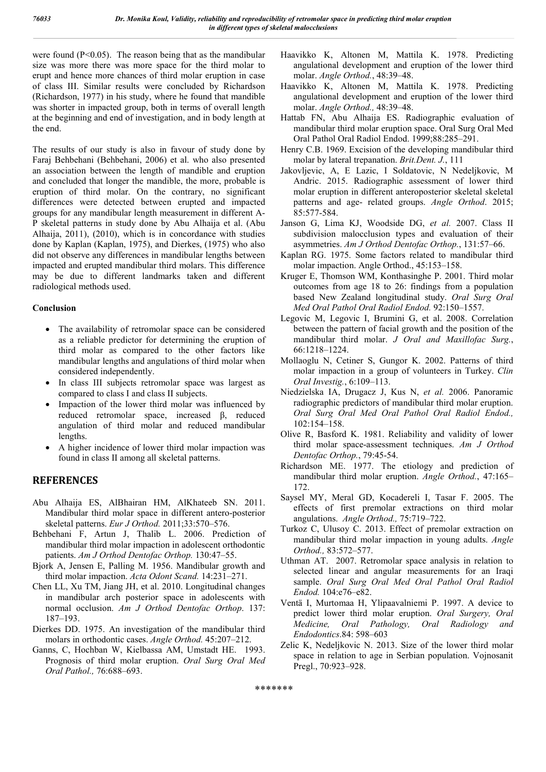were found (P<0.05). The reason being that as the mandibular size was more there was more space for the third molar to erupt and hence more chances of third molar eruption in case of class III. Similar results were concluded by Richardson (Richardson, 1977) in his study, where he found that mandible was shorter in impacted group, both in terms of overall length at the beginning and end of investigation, and in body length at the end.

The results of our study is also in favour of study done by Faraj Behbehani (Behbehani, 2006) et al. who also presented an association between the length of mandible and eruption and concluded that longer the mandible, the more, probable is eruption of third molar. On the contrary, no significant differences were detected between erupted and impacted groups for any mandibular length measurement in different A-P skeletal patterns in study done by Abu Alhaija et al. (Abu Alhaija, 2011), (2010), which is in concordance with studies done by Kaplan (Kaplan, 1975), and Dierkes, (1975) who also did not observe any differences in mandibular lengths between impacted and erupted mandibular third molars. This difference may be due to different landmarks taken and different radiological methods used.

### Conclusion

- The availability of retromolar space can be considered as a reliable predictor for determining the eruption of third molar as compared to the other factors like mandibular lengths and angulations of third molar when considered independently.
- In class III subjects retromolar space was largest as compared to class I and class II subjects.
- Impaction of the lower third molar was influenced by reduced retromolar space, increased β, reduced angulation of third molar and reduced mandibular lengths.
- A higher incidence of lower third molar impaction was found in class II among all skeletal patterns.

## REFERENCES

Abu Alhaija ES, AlBhairan HM, AlKhateeb SN. 2011. Mandibular third molar space in different antero-posterior skeletal patterns. *Eur J Orthod.* 2011;33:570–576.

Behbehani F, Artun J, Thalib L. 2006. Prediction of mandibular third molar impaction in adolescent orthodontic patients. *Am J Orthod Dentofac Orthop.* 130:47–55.

Bjork A, Jensen E, Palling M. 1956. Mandibular growth and third molar impaction. *Acta Odont Scand.* 14:231–271.

Chen LL, Xu TM, Jiang JH, et al. 2010. Longitudinal changes in mandibular arch posterior space in adolescents with normal occlusion. *Am J Orthod Dentofac Orthop*. 137: 187–193.

Dierkes DD. 1975. An investigation of the mandibular third molars in orthodontic cases. *Angle Orthod.* 45:207–212.

Ganns, C, Hochban W, Kielbassa AM, Umstadt HE. 1993. Prognosis of third molar eruption. *Oral Surg Oral Med Oral Pathol.,* 76:688–693.

Haavikko K, Altonen M, Mattila K. 1978. Predicting angulational development and eruption of the lower third molar. *Angle Orthod.*, 48:39–48.

Haavikko K, Altonen M, Mattila K. 1978. Predicting angulational development and eruption of the lower third molar. *Angle Orthod.,* 48:39–48.

Hattab FN, Abu Alhaija ES. Radiographic evaluation of mandibular third molar eruption space. Oral Surg Oral Med Oral Pathol Oral Radiol Endod. 1999;88:285–291.

Henry C.B. 1969. Excision of the developing mandibular third molar by lateral trepanation. *Brit.Dent. J.*, 111

Jakovljevic, A, E Lazic, I Soldatovic, N Nedeljkovic, M Andric. 2015. Radiographic assessment of lower third molar eruption in different anteroposterior skeletal skeletal patterns and age- related groups. *Angle Orthod*. 2015; 85:577-584.

Janson G, Lima KJ, Woodside DG, *et al.* 2007. Class II subdivision malocclusion types and evaluation of their asymmetries. *Am J Orthod Dentofac Orthop.*, 131:57–66.

Kaplan RG. 1975. Some factors related to mandibular third molar impaction. Angle Orthod., 45:153–158.

Kruger E, Thomson WM, Konthasinghe P. 2001. Third molar outcomes from age 18 to 26: findings from a population based New Zealand longitudinal study. *Oral Surg Oral Med Oral Pathol Oral Radiol Endod.* 92:150–1557.

Legovic M, Legovic I, Brumini G, et al. 2008. Correlation between the pattern of facial growth and the position of the mandibular third molar. *J Oral and Maxillofac Surg.*, 66:1218–1224.

Mollaoglu N, Cetiner S, Gungor K. 2002. Patterns of third molar impaction in a group of volunteers in Turkey. *Clin Oral Investig.*, 6:109–113.

Niedzielska IA, Drugacz J, Kus N, *et al.* 2006. Panoramic radiographic predictors of mandibular third molar eruption. *Oral Surg Oral Med Oral Pathol Oral Radiol Endod.,* 102:154–158.

Olive R, Basford K. 1981. Reliability and validity of lower third molar space-assessment techniques. *Am J Orthod Dentofac Orthop.*, 79:45-54.

Richardson ME. 1977. The etiology and prediction of mandibular third molar eruption. *Angle Orthod.*, 47:165–172.

Saysel MY, Meral GD, Kocadereli I, Tasar F. 2005. The effects of first premolar extractions on third molar angulations. *Angle Orthod.,* 75:719–722.

Turkoz C, Ulusoy C. 2013. Effect of premolar extraction on mandibular third molar impaction in young adults. *Angle Orthod.,* 83:572–577.

Uthman AT. 2007. Retromolar space analysis in relation to selected linear and angular measurements for an Iraqi sample. *Oral Surg Oral Med Oral Pathol Oral Radiol Endod.* 104:e76–e82.

Ventä I, Murtomaa H, Ylipaavalniemi P. 1997. A device to predict lower third molar eruption. *Oral Surgery, Oral Medicine, Oral Pathology, Oral Radiology and Endodontics*.84: 598–603

Zelic K, Nedeljkovic N. 2013. Size of the lower third molar space in relation to age in Serbian population. Vojnosanit Pregl., 70:923–928.

\*\*\*\*\*\*\*